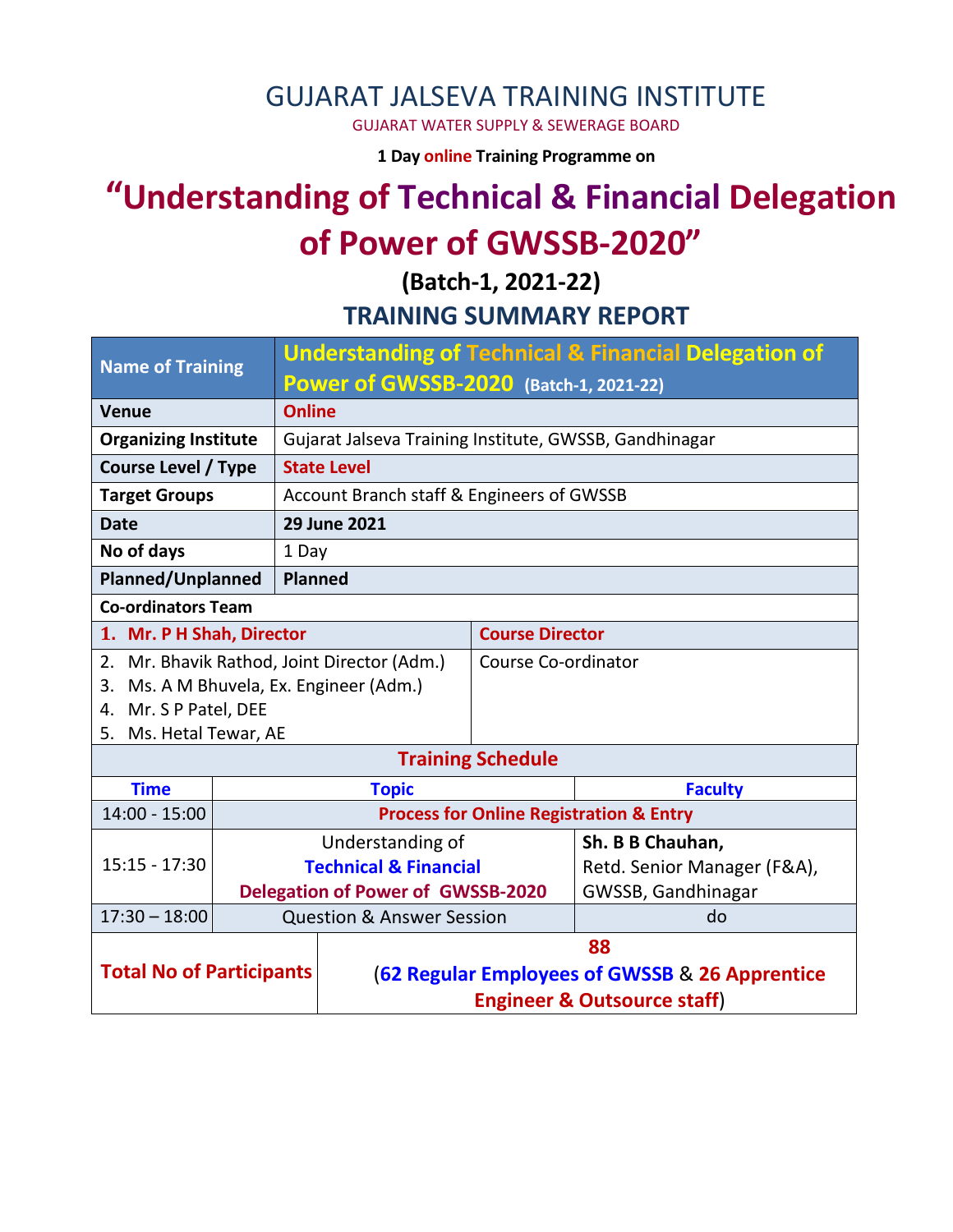# GUJARAT JALSEVA TRAINING INSTITUTE

GUJARAT WATER SUPPLY & SEWERAGE BOARD

**1 Day online Training Programme on**

# "Understanding of Technical & Financial Delegation of Power of GWSSB-2020"

## (Batch-1, 2021-22)

## TRAINING SUMMARY REPORT

| Name of Training | Understanding of Technical & Financial Delegation of Power of GWSSB-2020 (Batch-1, 2021-22) |
|---|---|
| **Venue** | **Online** |
| **Organizing Institute** | Gujarat Jalseva Training Institute, GWSSB, Gandhinagar |
| **Course Level / Type** | **State Level** |
| **Target Groups** | Account Branch staff & Engineers of GWSSB |
| **Date** | **29 June 2021** |
| **No of days** | 1 Day |
| **Planned/Unplanned** | **Planned** |

**Co-ordinators Team**

| Name | Role |
|---|---|
| **1. Mr. P H Shah, Director** | **Course Director** |
| 2. Mr. Bhavik Rathod, Joint Director (Adm.)<br>3. Ms. A M Bhuvela, Ex. Engineer (Adm.)<br>4. Mr. S P Patel, DEE<br>5. Ms. Hetal Tewar, AE | Course Co-ordinator |

**Training Schedule**

| Time | Topic | Faculty |
|---|---|---|
| 14:00 - 15:00 | **Process for Online Registration & Entry** | |
| 15:15 - 17:30 | Understanding of **Technical & Financial Delegation of Power of GWSSB-2020** | **Sh. B B Chauhan,** Retd. Senior Manager (F&A), GWSSB, Gandhinagar |
| 17:30 – 18:00 | Question & Answer Session | do |

| **Total No of Participants** | **88** (**62 Regular Employees of GWSSB** & **26 Apprentice Engineer & Outsource staff**) |
|---|---|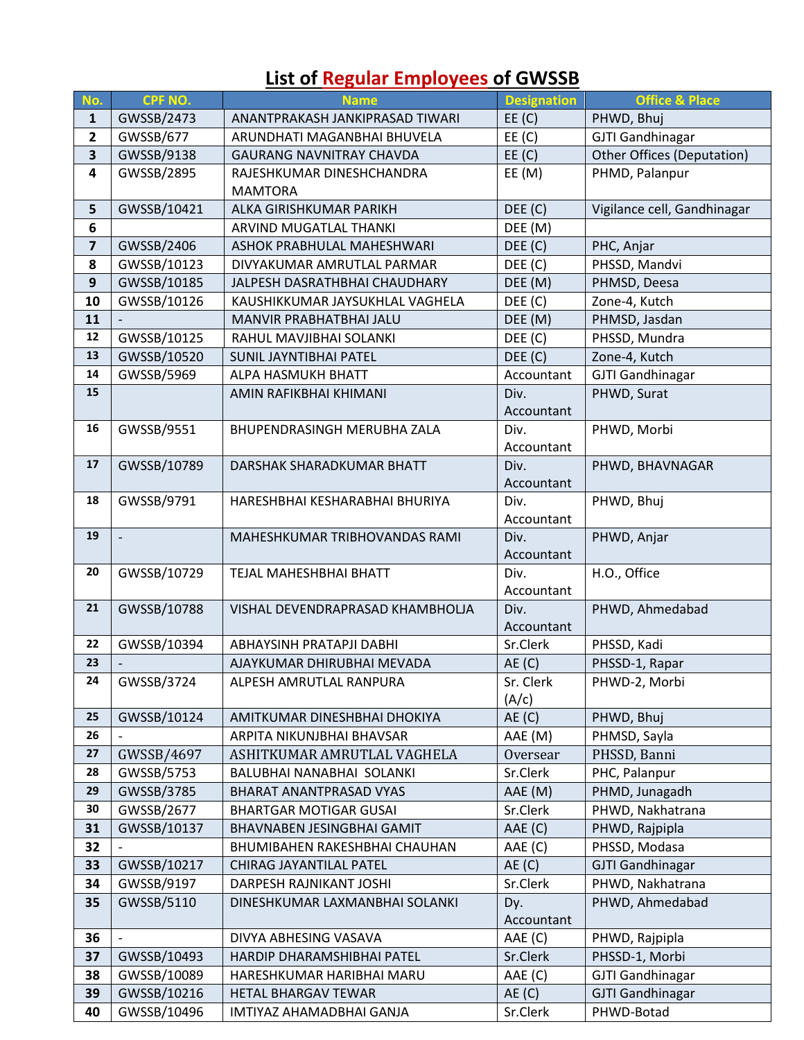# List of Regular Employees of GWSSB

| No. | CPF NO. | Name | Designation | Office & Place |
|---|---|---|---|---|
| 1 | GWSSB/2473 | ANANTPRAKASH JANKIPRASAD TIWARI | EE (C) | PHWD, Bhuj |
| 2 | GWSSB/677 | ARUNDHATI MAGANBHAI BHUVELA | EE (C) | GJTI Gandhinagar |
| 3 | GWSSB/9138 | GAURANG NAVNITRAY CHAVDA | EE (C) | Other Offices (Deputation) |
| 4 | GWSSB/2895 | RAJESHKUMAR DINESHCHANDRA MAMTORA | EE (M) | PHMD, Palanpur |
| 5 | GWSSB/10421 | ALKA GIRISHKUMAR PARIKH | DEE (C) | Vigilance cell, Gandhinagar |
| 6 | | ARVIND MUGATLAL THANKI | DEE (M) | |
| 7 | GWSSB/2406 | ASHOK PRABHULAL MAHESHWARI | DEE (C) | PHC, Anjar |
| 8 | GWSSB/10123 | DIVYAKUMAR AMRUTLAL PARMAR | DEE (C) | PHSSD, Mandvi |
| 9 | GWSSB/10185 | JALPESH DASRATHBHAI CHAUDHARY | DEE (M) | PHMSD, Deesa |
| 10 | GWSSB/10126 | KAUSHIKKUMAR JAYSUKHLAL VAGHELA | DEE (C) | Zone-4, Kutch |
| 11 | - | MANVIR PRABHATBHAI JALU | DEE (M) | PHMSD, Jasdan |
| 12 | GWSSB/10125 | RAHUL MAVJIBHAI SOLANKI | DEE (C) | PHSSD, Mundra |
| 13 | GWSSB/10520 | SUNIL JAYNTIBHAI PATEL | DEE (C) | Zone-4, Kutch |
| 14 | GWSSB/5969 | ALPA HASMUKH BHATT | Accountant | GJTI Gandhinagar |
| 15 | | AMIN RAFIKBHAI KHIMANI | Div. Accountant | PHWD, Surat |
| 16 | GWSSB/9551 | BHUPENDRASINGH MERUBHA ZALA | Div. Accountant | PHWD, Morbi |
| 17 | GWSSB/10789 | DARSHAK SHARADKUMAR BHATT | Div. Accountant | PHWD, BHAVNAGAR |
| 18 | GWSSB/9791 | HARESHBHAI KESHARABHAI BHURIYA | Div. Accountant | PHWD, Bhuj |
| 19 | - | MAHESHKUMAR TRIBHOVANDAS RAMI | Div. Accountant | PHWD, Anjar |
| 20 | GWSSB/10729 | TEJAL MAHESHBHAI BHATT | Div. Accountant | H.O., Office |
| 21 | GWSSB/10788 | VISHAL DEVENDRAPRASAD KHAMBHOLJA | Div. Accountant | PHWD, Ahmedabad |
| 22 | GWSSB/10394 | ABHAYSINH PRATAPJI DABHI | Sr.Clerk | PHSSD, Kadi |
| 23 | - | AJAYKUMAR DHIRUBHAI MEVADA | AE (C) | PHSSD-1, Rapar |
| 24 | GWSSB/3724 | ALPESH AMRUTLAL RANPURA | Sr. Clerk (A/c) | PHWD-2, Morbi |
| 25 | GWSSB/10124 | AMITKUMAR DINESHBHAI DHOKIYA | AE (C) | PHWD, Bhuj |
| 26 | - | ARPITA NIKUNJBHAI BHAVSAR | AAE (M) | PHMSD, Sayla |
| 27 | GWSSB/4697 | ASHITKUMAR AMRUTLAL VAGHELA | Oversear | PHSSD, Banni |
| 28 | GWSSB/5753 | BALUBHAI NANABHAI SOLANKI | Sr.Clerk | PHC, Palanpur |
| 29 | GWSSB/3785 | BHARAT ANANTPRASAD VYAS | AAE (M) | PHMD, Junagadh |
| 30 | GWSSB/2677 | BHARTGAR MOTIGAR GUSAI | Sr.Clerk | PHWD, Nakhatrana |
| 31 | GWSSB/10137 | BHAVNABEN JESINGBHAI GAMIT | AAE (C) | PHWD, Rajpipla |
| 32 | - | BHUMIBAHEN RAKESHBHAI CHAUHAN | AAE (C) | PHSSD, Modasa |
| 33 | GWSSB/10217 | CHIRAG JAYANTILAL PATEL | AE (C) | GJTI Gandhinagar |
| 34 | GWSSB/9197 | DARPESH RAJNIKANT JOSHI | Sr.Clerk | PHWD, Nakhatrana |
| 35 | GWSSB/5110 | DINESHKUMAR LAXMANBHAI SOLANKI | Dy. Accountant | PHWD, Ahmedabad |
| 36 | - | DIVYA ABHESING VASAVA | AAE (C) | PHWD, Rajpipla |
| 37 | GWSSB/10493 | HARDIP DHARAMSHIBHAI PATEL | Sr.Clerk | PHSSD-1, Morbi |
| 38 | GWSSB/10089 | HARESHKUMAR HARIBHAI MARU | AAE (C) | GJTI Gandhinagar |
| 39 | GWSSB/10216 | HETAL BHARGAV TEWAR | AE (C) | GJTI Gandhinagar |
| 40 | GWSSB/10496 | IMTIYAZ AHAMADBHAI GANJA | Sr.Clerk | PHWD-Botad |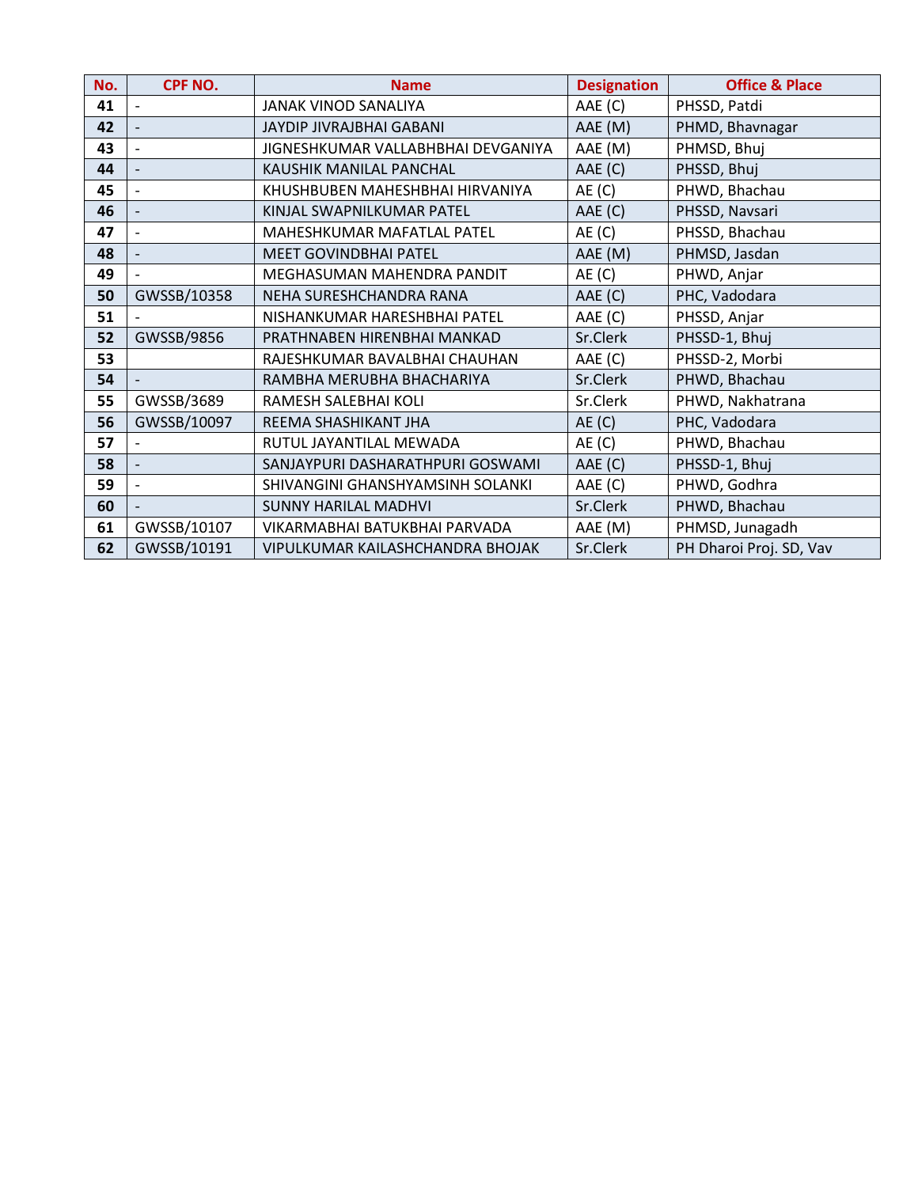| No. | CPF NO. | Name | Designation | Office & Place |
|---|---|---|---|---|
| 41 | - | JANAK VINOD SANALIYA | AAE (C) | PHSSD, Patdi |
| 42 | - | JAYDIP JIVRAJBHAI GABANI | AAE (M) | PHMD, Bhavnagar |
| 43 | - | JIGNESHKUMAR VALLABHBHAI DEVGANIYA | AAE (M) | PHMSD, Bhuj |
| 44 | - | KAUSHIK MANILAL PANCHAL | AAE (C) | PHSSD, Bhuj |
| 45 | - | KHUSHBUBEN MAHESHBHAI HIRVANIYA | AE (C) | PHWD, Bhachau |
| 46 | - | KINJAL SWAPNILKUMAR PATEL | AAE (C) | PHSSD, Navsari |
| 47 | - | MAHESHKUMAR MAFATLAL PATEL | AE (C) | PHSSD, Bhachau |
| 48 | - | MEET GOVINDBHAI PATEL | AAE (M) | PHMSD, Jasdan |
| 49 | - | MEGHASUMAN MAHENDRA PANDIT | AE (C) | PHWD, Anjar |
| 50 | GWSSB/10358 | NEHA SURESHCHANDRA RANA | AAE (C) | PHC, Vadodara |
| 51 | - | NISHANKUMAR HARESHBHAI PATEL | AAE (C) | PHSSD, Anjar |
| 52 | GWSSB/9856 | PRATHNABEN HIRENBHAI MANKAD | Sr.Clerk | PHSSD-1, Bhuj |
| 53 | | RAJESHKUMAR BAVALBHAI CHAUHAN | AAE (C) | PHSSD-2, Morbi |
| 54 | - | RAMBHA MERUBHA BHACHARIYA | Sr.Clerk | PHWD, Bhachau |
| 55 | GWSSB/3689 | RAMESH SALEBHAI KOLI | Sr.Clerk | PHWD, Nakhatrana |
| 56 | GWSSB/10097 | REEMA SHASHIKANT JHA | AE (C) | PHC, Vadodara |
| 57 | - | RUTUL JAYANTILAL MEWADA | AE (C) | PHWD, Bhachau |
| 58 | - | SANJAYPURI DASHARATHPURI GOSWAMI | AAE (C) | PHSSD-1, Bhuj |
| 59 | - | SHIVANGINI GHANSHYAMSINH SOLANKI | AAE (C) | PHWD, Godhra |
| 60 | - | SUNNY HARILAL MADHVI | Sr.Clerk | PHWD, Bhachau |
| 61 | GWSSB/10107 | VIKARMABHAI BATUKBHAI PARVADA | AAE (M) | PHMSD, Junagadh |
| 62 | GWSSB/10191 | VIPULKUMAR KAILASHCHANDRA BHOJAK | Sr.Clerk | PH Dharoi Proj. SD, Vav |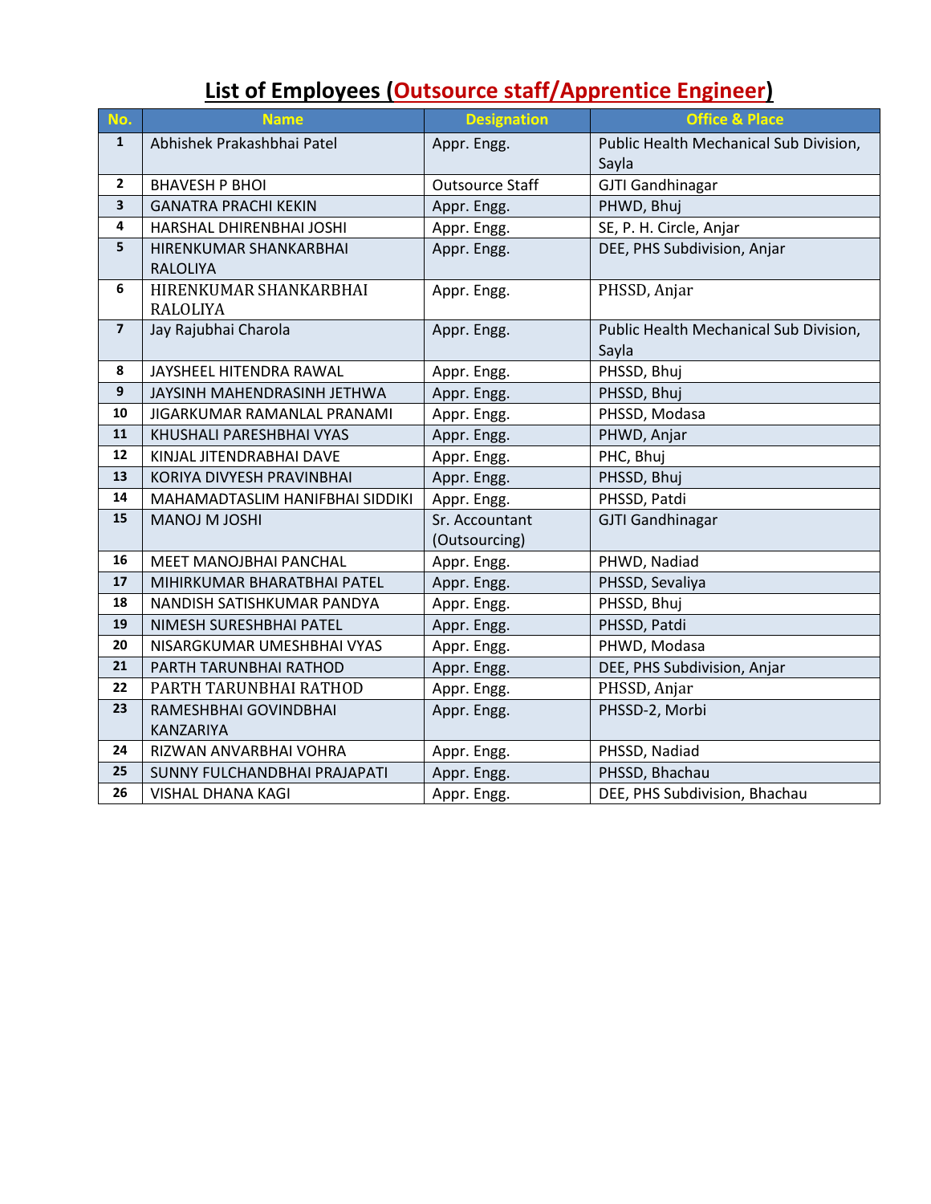# List of Employees (Outsource staff/Apprentice Engineer)

| No. | Name | Designation | Office & Place |
|---|---|---|---|
| 1 | Abhishek Prakashbhai Patel | Appr. Engg. | Public Health Mechanical Sub Division, Sayla |
| 2 | BHAVESH P BHOI | Outsource Staff | GJTI Gandhinagar |
| 3 | GANATRA PRACHI KEKIN | Appr. Engg. | PHWD, Bhuj |
| 4 | HARSHAL DHIRENBHAI JOSHI | Appr. Engg. | SE, P. H. Circle, Anjar |
| 5 | HIRENKUMAR SHANKARBHAI RALOLIYA | Appr. Engg. | DEE, PHS Subdivision, Anjar |
| 6 | HIRENKUMAR SHANKARBHAI RALOLIYA | Appr. Engg. | PHSSD, Anjar |
| 7 | Jay Rajubhai Charola | Appr. Engg. | Public Health Mechanical Sub Division, Sayla |
| 8 | JAYSHEEL HITENDRA RAWAL | Appr. Engg. | PHSSD, Bhuj |
| 9 | JAYSINH MAHENDRASINH JETHWA | Appr. Engg. | PHSSD, Bhuj |
| 10 | JIGARKUMAR RAMANLAL PRANAMI | Appr. Engg. | PHSSD, Modasa |
| 11 | KHUSHALI PARESHBHAI VYAS | Appr. Engg. | PHWD, Anjar |
| 12 | KINJAL JITENDRABHAI DAVE | Appr. Engg. | PHC, Bhuj |
| 13 | KORIYA DIVYESH PRAVINBHAI | Appr. Engg. | PHSSD, Bhuj |
| 14 | MAHAMADTASLIM HANIFBHAI SIDDIKI | Appr. Engg. | PHSSD, Patdi |
| 15 | MANOJ M JOSHI | Sr. Accountant (Outsourcing) | GJTI Gandhinagar |
| 16 | MEET MANOJBHAI PANCHAL | Appr. Engg. | PHWD, Nadiad |
| 17 | MIHIRKUMAR BHARATBHAI PATEL | Appr. Engg. | PHSSD, Sevaliya |
| 18 | NANDISH SATISHKUMAR PANDYA | Appr. Engg. | PHSSD, Bhuj |
| 19 | NIMESH SURESHBHAI PATEL | Appr. Engg. | PHSSD, Patdi |
| 20 | NISARGKUMAR UMESHBHAI VYAS | Appr. Engg. | PHWD, Modasa |
| 21 | PARTH TARUNBHAI RATHOD | Appr. Engg. | DEE, PHS Subdivision, Anjar |
| 22 | PARTH TARUNBHAI RATHOD | Appr. Engg. | PHSSD, Anjar |
| 23 | RAMESHBHAI GOVINDBHAI KANZARIYA | Appr. Engg. | PHSSD-2, Morbi |
| 24 | RIZWAN ANVARBHAI VOHRA | Appr. Engg. | PHSSD, Nadiad |
| 25 | SUNNY FULCHANDBHAI PRAJAPATI | Appr. Engg. | PHSSD, Bhachau |
| 26 | VISHAL DHANA KAGI | Appr. Engg. | DEE, PHS Subdivision, Bhachau |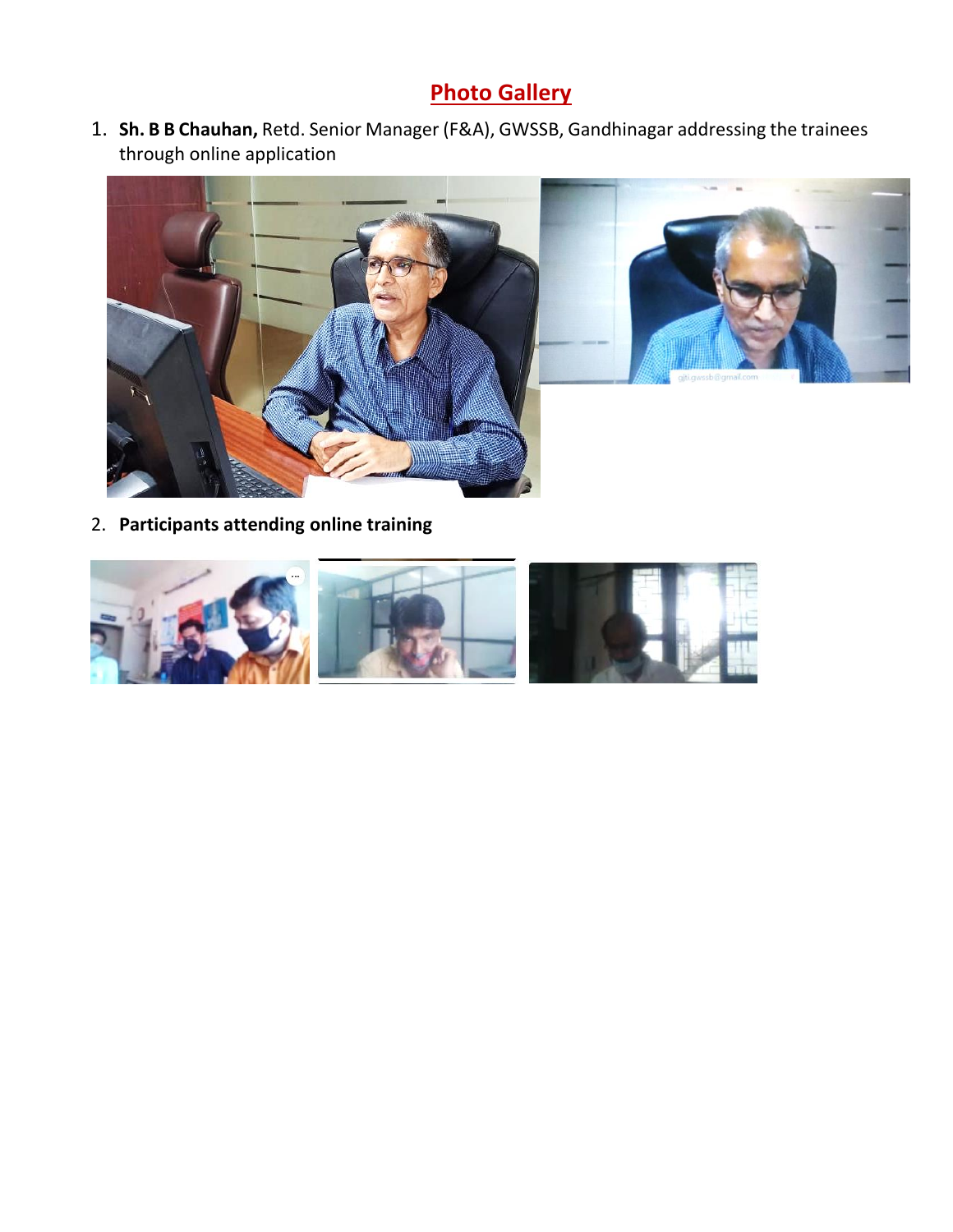# Photo Gallery

1. **Sh. B B Chauhan,** Retd. Senior Manager (F&A), GWSSB, Gandhinagar addressing the trainees through online application

2. **Participants attending online training**